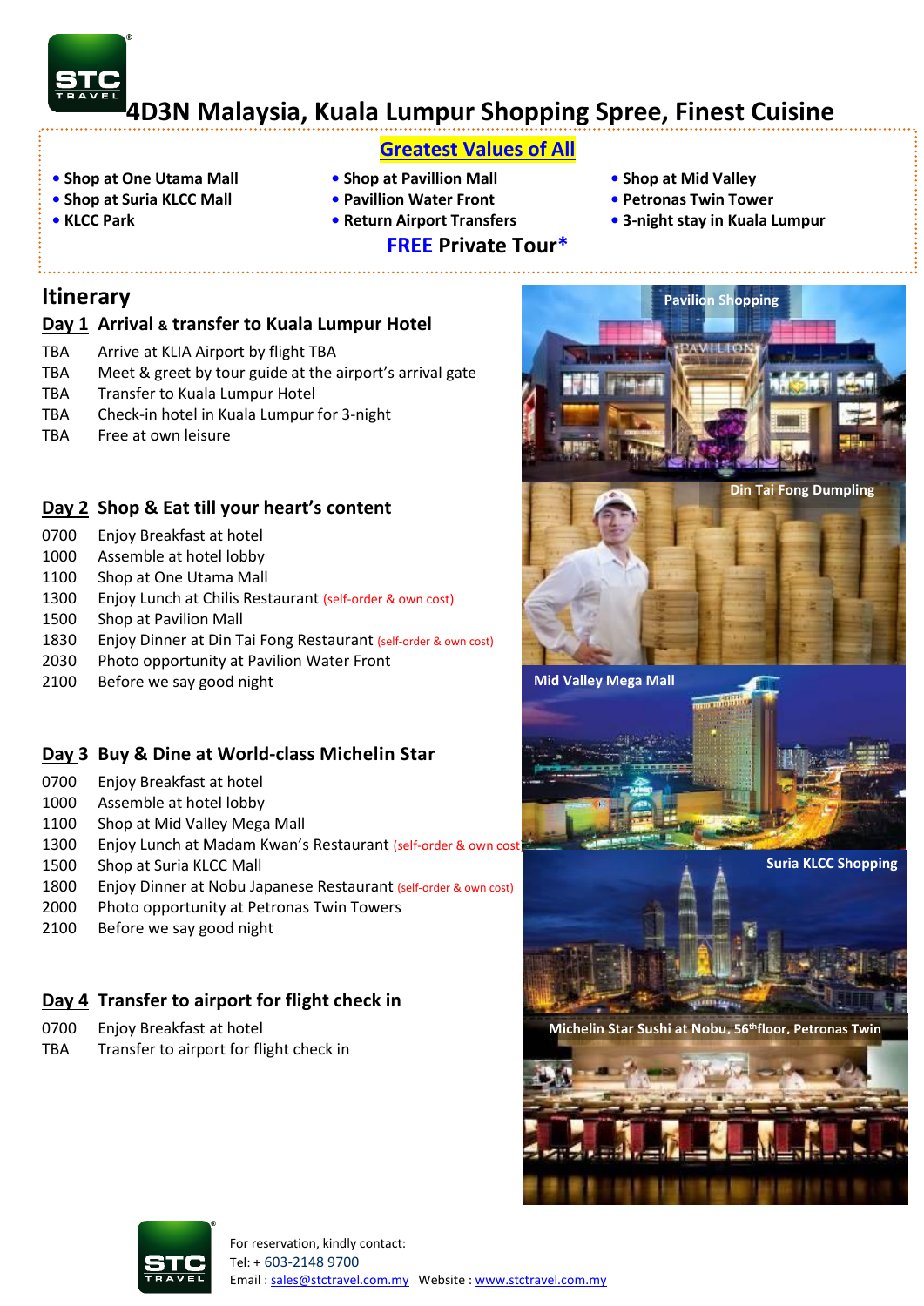# 4D3N Malaysia, Kuala Lumpur Shopping Spree, Finest Cuisine

**Greatest Values of All**

- **Shop at One Utama Mall**
- **Shop at Suria KLCC Mall**
- **KLCC Park**
- **Shop at Pavillion Mall**
- **Pavillion Water Front**
- **Return Airport Transfers**
- **Shop at Mid Valley**
- **Petronas Twin Tower**
- **3-night stay in Kuala Lumpur**

**FREE Private Tour***

## Itinerary

### Day 1 Arrival & transfer to Kuala Lumpur Hotel

| | |
|---|---|
| TBA | Arrive at KLIA Airport by flight TBA |
| TBA | Meet & greet by tour guide at the airport's arrival gate |
| TBA | Transfer to Kuala Lumpur Hotel |
| TBA | Check-in hotel in Kuala Lumpur for 3-night |
| TBA | Free at own leisure |

### Day 2 Shop & Eat till your heart's content

| | |
|---|---|
| 0700 | Enjoy Breakfast at hotel |
| 1000 | Assemble at hotel lobby |
| 1100 | Shop at One Utama Mall |
| 1300 | Enjoy Lunch at Chilis Restaurant (self-order & own cost) |
| 1500 | Shop at Pavilion Mall |
| 1830 | Enjoy Dinner at Din Tai Fong Restaurant (self-order & own cost) |
| 2030 | Photo opportunity at Pavilion Water Front |
| 2100 | Before we say good night |

### Day 3 Buy & Dine at World-class Michelin Star

| | |
|---|---|
| 0700 | Enjoy Breakfast at hotel |
| 1000 | Assemble at hotel lobby |
| 1100 | Shop at Mid Valley Mega Mall |
| 1300 | Enjoy Lunch at Madam Kwan's Restaurant (self-order & own cost) |
| 1500 | Shop at Suria KLCC Mall |
| 1800 | Enjoy Dinner at Nobu Japanese Restaurant (self-order & own cost) |
| 2000 | Photo opportunity at Petronas Twin Towers |
| 2100 | Before we say good night |

### Day 4 Transfer to airport for flight check in

| | |
|---|---|
| 0700 | Enjoy Breakfast at hotel |
| TBA | Transfer to airport for flight check in |

Pavilion Shopping

Din Tai Fong Dumpling

Mid Valley Mega Mall

Suria KLCC Shopping

Michelin Star Sushi at Nobu, 56th floor, Petronas Twin

For reservation, kindly contact:
Tel: + 603-2148 9700
Email : sales@stctravel.com.my Website : www.stctravel.com.my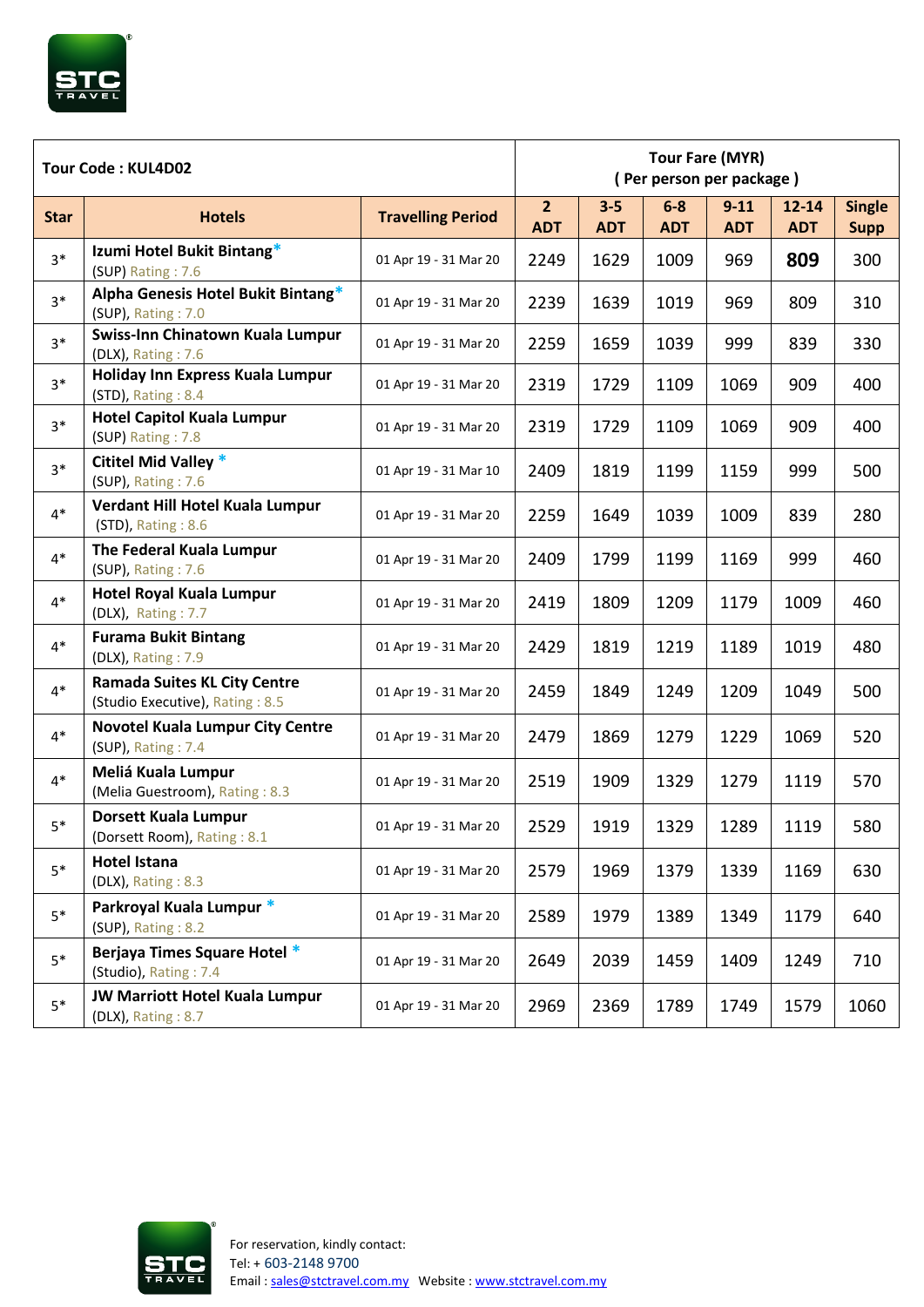| Tour Code : KUL4D02 | | | Tour Fare (MYR) ( Per person per package ) | | | | | |
|---|---|---|---|---|---|---|---|---|
| **Star** | **Hotels** | **Travelling Period** | **2 ADT** | **3-5 ADT** | **6-8 ADT** | **9-11 ADT** | **12-14 ADT** | **Single Supp** |
| 3* | **Izumi Hotel Bukit Bintang*** (SUP) Rating : 7.6 | 01 Apr 19 - 31 Mar 20 | 2249 | 1629 | 1009 | 969 | **809** | 300 |
| 3* | **Alpha Genesis Hotel Bukit Bintang*** (SUP), Rating : 7.0 | 01 Apr 19 - 31 Mar 20 | 2239 | 1639 | 1019 | 969 | 809 | 310 |
| 3* | **Swiss-Inn Chinatown Kuala Lumpur** (DLX), Rating : 7.6 | 01 Apr 19 - 31 Mar 20 | 2259 | 1659 | 1039 | 999 | 839 | 330 |
| 3* | **Holiday Inn Express Kuala Lumpur** (STD), Rating : 8.4 | 01 Apr 19 - 31 Mar 20 | 2319 | 1729 | 1109 | 1069 | 909 | 400 |
| 3* | **Hotel Capitol Kuala Lumpur** (SUP) Rating : 7.8 | 01 Apr 19 - 31 Mar 20 | 2319 | 1729 | 1109 | 1069 | 909 | 400 |
| 3* | **Cititel Mid Valley *** (SUP), Rating : 7.6 | 01 Apr 19 - 31 Mar 10 | 2409 | 1819 | 1199 | 1159 | 999 | 500 |
| 4* | **Verdant Hill Hotel Kuala Lumpur** (STD), Rating : 8.6 | 01 Apr 19 - 31 Mar 20 | 2259 | 1649 | 1039 | 1009 | 839 | 280 |
| 4* | **The Federal Kuala Lumpur** (SUP), Rating : 7.6 | 01 Apr 19 - 31 Mar 20 | 2409 | 1799 | 1199 | 1169 | 999 | 460 |
| 4* | **Hotel Royal Kuala Lumpur** (DLX), Rating : 7.7 | 01 Apr 19 - 31 Mar 20 | 2419 | 1809 | 1209 | 1179 | 1009 | 460 |
| 4* | **Furama Bukit Bintang** (DLX), Rating : 7.9 | 01 Apr 19 - 31 Mar 20 | 2429 | 1819 | 1219 | 1189 | 1019 | 480 |
| 4* | **Ramada Suites KL City Centre** (Studio Executive), Rating : 8.5 | 01 Apr 19 - 31 Mar 20 | 2459 | 1849 | 1249 | 1209 | 1049 | 500 |
| 4* | **Novotel Kuala Lumpur City Centre** (SUP), Rating : 7.4 | 01 Apr 19 - 31 Mar 20 | 2479 | 1869 | 1279 | 1229 | 1069 | 520 |
| 4* | **Meliá Kuala Lumpur** (Melia Guestroom), Rating : 8.3 | 01 Apr 19 - 31 Mar 20 | 2519 | 1909 | 1329 | 1279 | 1119 | 570 |
| 5* | **Dorsett Kuala Lumpur** (Dorsett Room), Rating : 8.1 | 01 Apr 19 - 31 Mar 20 | 2529 | 1919 | 1329 | 1289 | 1119 | 580 |
| 5* | **Hotel Istana** (DLX), Rating : 8.3 | 01 Apr 19 - 31 Mar 20 | 2579 | 1969 | 1379 | 1339 | 1169 | 630 |
| 5* | **Parkroyal Kuala Lumpur *** (SUP), Rating : 8.2 | 01 Apr 19 - 31 Mar 20 | 2589 | 1979 | 1389 | 1349 | 1179 | 640 |
| 5* | **Berjaya Times Square Hotel *** (Studio), Rating : 7.4 | 01 Apr 19 - 31 Mar 20 | 2649 | 2039 | 1459 | 1409 | 1249 | 710 |
| 5* | **JW Marriott Hotel Kuala Lumpur** (DLX), Rating : 8.7 | 01 Apr 19 - 31 Mar 20 | 2969 | 2369 | 1789 | 1749 | 1579 | 1060 |

For reservation, kindly contact:
Tel: + 603-2148 9700
Email : sales@stctravel.com.my Website : www.stctravel.com.my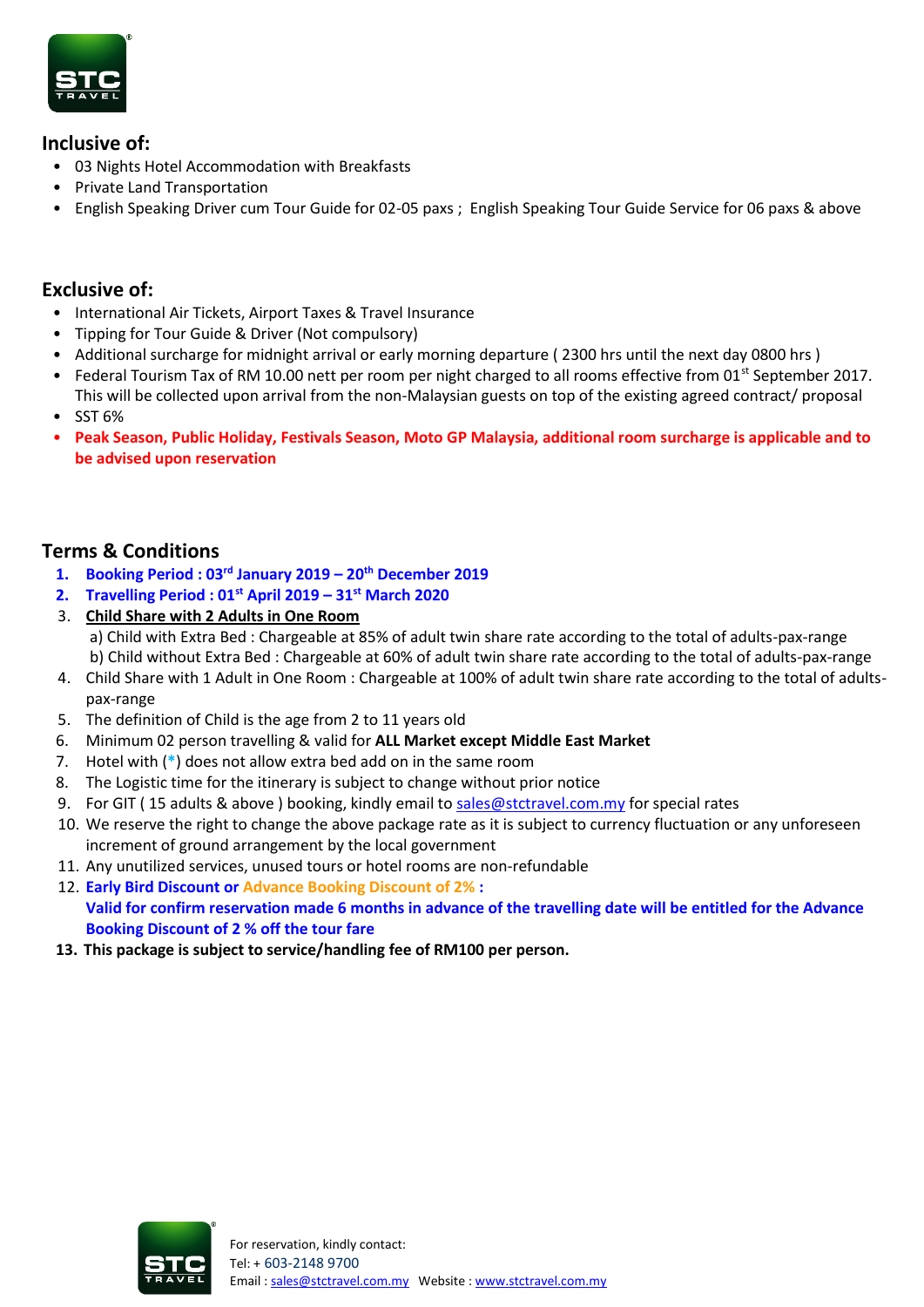## Inclusive of:

- 03 Nights Hotel Accommodation with Breakfasts
- Private Land Transportation
- English Speaking Driver cum Tour Guide for 02-05 paxs ; English Speaking Tour Guide Service for 06 paxs & above

## Exclusive of:

- International Air Tickets, Airport Taxes & Travel Insurance
- Tipping for Tour Guide & Driver (Not compulsory)
- Additional surcharge for midnight arrival or early morning departure ( 2300 hrs until the next day 0800 hrs )
- Federal Tourism Tax of RM 10.00 nett per room per night charged to all rooms effective from 01st September 2017. This will be collected upon arrival from the non-Malaysian guests on top of the existing agreed contract/ proposal
- SST 6%
- **Peak Season, Public Holiday, Festivals Season, Moto GP Malaysia, additional room surcharge is applicable and to be advised upon reservation**

## Terms & Conditions

1. **Booking Period : 03rd January 2019 – 20th December 2019**
2. **Travelling Period : 01st April 2019 – 31st March 2020**
3. **Child Share with 2 Adults in One Room**
   a) Child with Extra Bed : Chargeable at 85% of adult twin share rate according to the total of adults-pax-range
   b) Child without Extra Bed : Chargeable at 60% of adult twin share rate according to the total of adults-pax-range
4. Child Share with 1 Adult in One Room : Chargeable at 100% of adult twin share rate according to the total of adults-pax-range
5. The definition of Child is the age from 2 to 11 years old
6. Minimum 02 person travelling & valid for **ALL Market except Middle East Market**
7. Hotel with (*) does not allow extra bed add on in the same room
8. The Logistic time for the itinerary is subject to change without prior notice
9. For GIT ( 15 adults & above ) booking, kindly email to sales@stctravel.com.my for special rates
10. We reserve the right to change the above package rate as it is subject to currency fluctuation or any unforeseen increment of ground arrangement by the local government
11. Any unutilized services, unused tours or hotel rooms are non-refundable
12. **Early Bird Discount or Advance Booking Discount of 2% :**
    **Valid for confirm reservation made 6 months in advance of the travelling date will be entitled for the Advance Booking Discount of 2 % off the tour fare**
13. **This package is subject to service/handling fee of RM100 per person.**

For reservation, kindly contact:
Tel: + 603-2148 9700
Email : sales@stctravel.com.my Website : www.stctravel.com.my